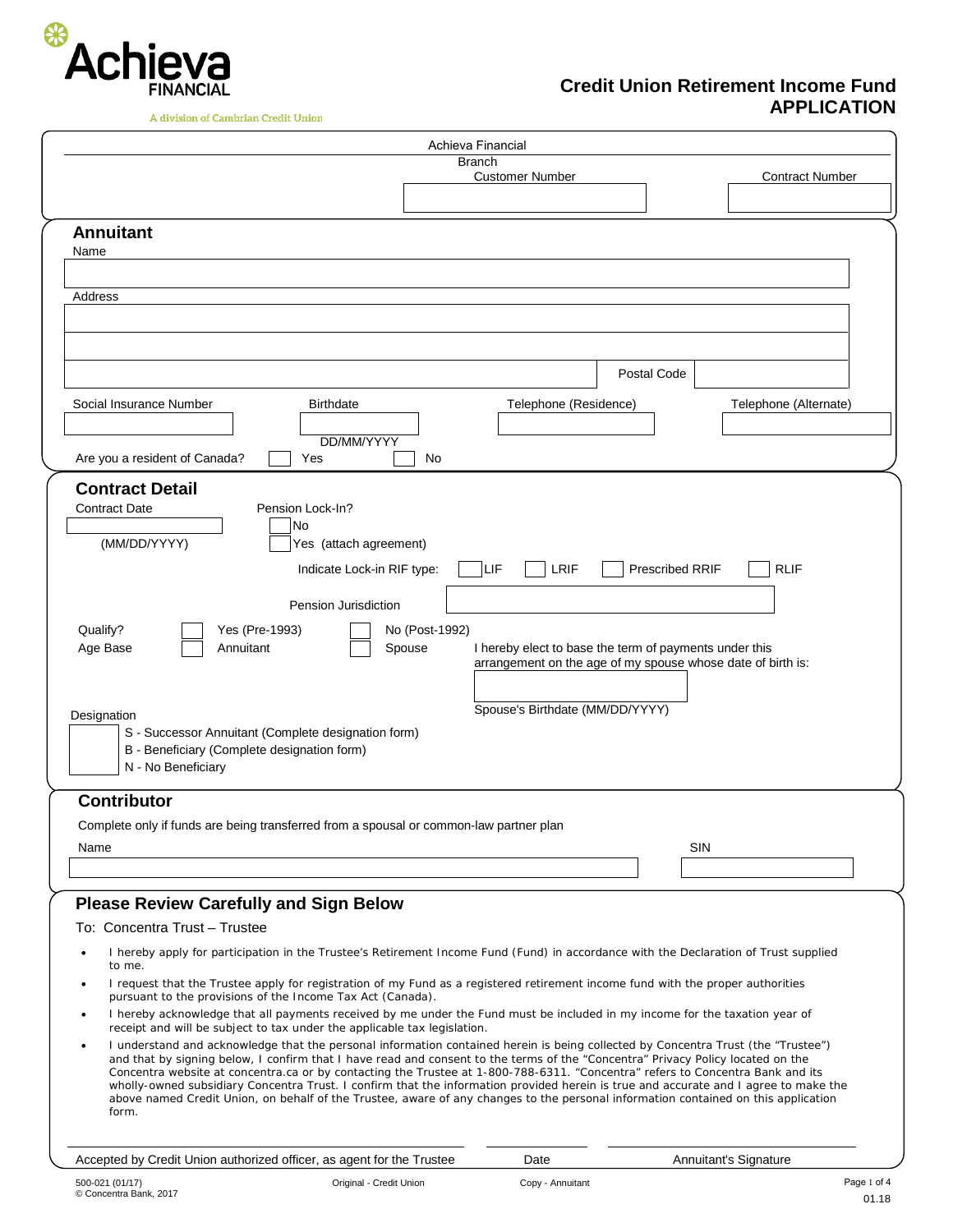Achieva FINANCIAL

A division of Cambrian Credit Union

# Credit Union Retirement Income Fund APPLICATION

Achieva Financial

Branch

Customer Number

Contract Number

## Annuitant

Name

Address

Postal Code

Social Insurance Number

Birthdate (DD/MM/YYYY)

Telephone (Residence)

Telephone (Alternate)

Are you a resident of Canada? ☐ Yes ☐ No

## Contract Detail

Contract Date (MM/DD/YYYY)

Pension Lock-In?
☐ No
☐ Yes (attach agreement)

Indicate Lock-in RIF type: ☐ LIF ☐ LRIF ☐ Prescribed RRIF ☐ RLIF

Pension Jurisdiction

Qualify? ☐ Yes (Pre-1993) ☐ No (Post-1992)

Age Base ☐ Annuitant ☐ Spouse

I hereby elect to base the term of payments under this arrangement on the age of my spouse whose date of birth is:

Spouse's Birthdate (MM/DD/YYYY)

Designation
- S - Successor Annuitant (Complete designation form)
- B - Beneficiary (Complete designation form)
- N - No Beneficiary

## Contributor

Complete only if funds are being transferred from a spousal or common-law partner plan

Name

SIN

## Please Review Carefully and Sign Below

To: Concentra Trust – Trustee

- I hereby apply for participation in the Trustee's Retirement Income Fund (Fund) in accordance with the Declaration of Trust supplied to me.
- I request that the Trustee apply for registration of my Fund as a registered retirement income fund with the proper authorities pursuant to the provisions of the Income Tax Act (Canada).
- I hereby acknowledge that all payments received by me under the Fund must be included in my income for the taxation year of receipt and will be subject to tax under the applicable tax legislation.
- I understand and acknowledge that the personal information contained herein is being collected by Concentra Trust (the "Trustee") and that by signing below, I confirm that I have read and consent to the terms of the "Concentra" Privacy Policy located on the Concentra website at concentra.ca or by contacting the Trustee at 1-800-788-6311. "Concentra" refers to Concentra Bank and its wholly-owned subsidiary Concentra Trust. I confirm that the information provided herein is true and accurate and I agree to make the above named Credit Union, on behalf of the Trustee, aware of any changes to the personal information contained on this application form.

Accepted by Credit Union authorized officer, as agent for the Trustee

Date

Annuitant's Signature

500-021 (01/17)
© Concentra Bank, 2017

Original - Credit Union

Copy - Annuitant

01.18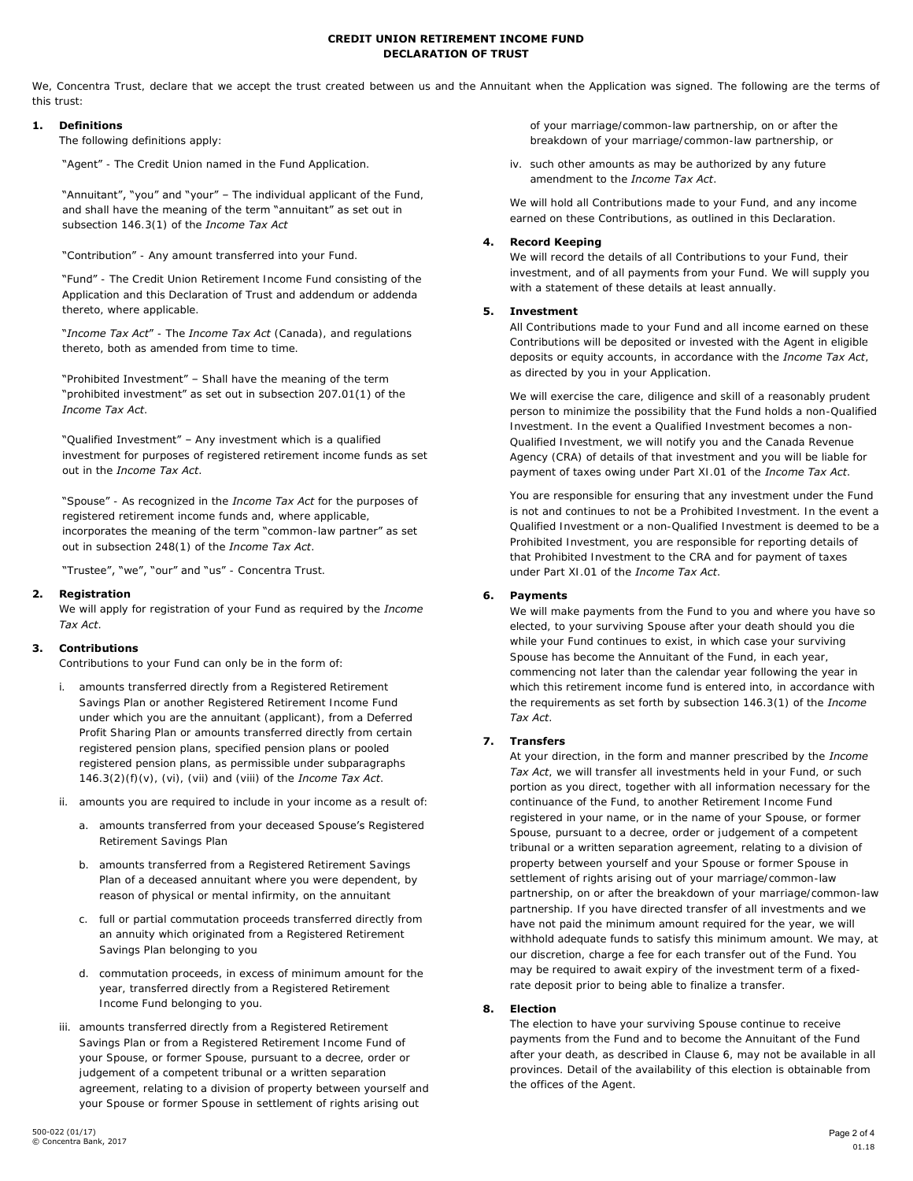# CREDIT UNION RETIREMENT INCOME FUND
## DECLARATION OF TRUST

We, Concentra Trust, declare that we accept the trust created between us and the Annuitant when the Application was signed. The following are the terms of this trust:

**1. Definitions**

The following definitions apply:

"Agent" - The Credit Union named in the Fund Application.

"Annuitant", "you" and "your" – The individual applicant of the Fund, and shall have the meaning of the term "annuitant" as set out in subsection 146.3(1) of the *Income Tax Act*

"Contribution" - Any amount transferred into your Fund.

"Fund" - The Credit Union Retirement Income Fund consisting of the Application and this Declaration of Trust and addendum or addenda thereto, where applicable.

"*Income Tax Act*" - The *Income Tax Act* (Canada), and regulations thereto, both as amended from time to time.

"Prohibited Investment" – Shall have the meaning of the term "prohibited investment" as set out in subsection 207.01(1) of the *Income Tax Act*.

"Qualified Investment" – Any investment which is a qualified investment for purposes of registered retirement income funds as set out in the *Income Tax Act*.

"Spouse" - As recognized in the *Income Tax Act* for the purposes of registered retirement income funds and, where applicable, incorporates the meaning of the term "common-law partner" as set out in subsection 248(1) of the *Income Tax Act*.

"Trustee", "we", "our" and "us" - Concentra Trust.

**2. Registration**

We will apply for registration of your Fund as required by the *Income Tax Act*.

**3. Contributions**

Contributions to your Fund can only be in the form of:

i. amounts transferred directly from a Registered Retirement Savings Plan or another Registered Retirement Income Fund under which you are the annuitant (applicant), from a Deferred Profit Sharing Plan or amounts transferred directly from certain registered pension plans, specified pension plans or pooled registered pension plans, as permissible under subparagraphs 146.3(2)(f)(v), (vi), (vii) and (viii) of the *Income Tax Act*.

ii. amounts you are required to include in your income as a result of:

   a. amounts transferred from your deceased Spouse's Registered Retirement Savings Plan

   b. amounts transferred from a Registered Retirement Savings Plan of a deceased annuitant where you were dependent, by reason of physical or mental infirmity, on the annuitant

   c. full or partial commutation proceeds transferred directly from an annuity which originated from a Registered Retirement Savings Plan belonging to you

   d. commutation proceeds, in excess of minimum amount for the year, transferred directly from a Registered Retirement Income Fund belonging to you.

iii. amounts transferred directly from a Registered Retirement Savings Plan or from a Registered Retirement Income Fund of your Spouse, or former Spouse, pursuant to a decree, order or judgement of a competent tribunal or a written separation agreement, relating to a division of property between yourself and your Spouse or former Spouse in settlement of rights arising out of your marriage/common-law partnership, on or after the breakdown of your marriage/common-law partnership, or

iv. such other amounts as may be authorized by any future amendment to the *Income Tax Act*.

We will hold all Contributions made to your Fund, and any income earned on these Contributions, as outlined in this Declaration.

**4. Record Keeping**

We will record the details of all Contributions to your Fund, their investment, and of all payments from your Fund. We will supply you with a statement of these details at least annually.

**5. Investment**

All Contributions made to your Fund and all income earned on these Contributions will be deposited or invested with the Agent in eligible deposits or equity accounts, in accordance with the *Income Tax Act*, as directed by you in your Application.

We will exercise the care, diligence and skill of a reasonably prudent person to minimize the possibility that the Fund holds a non-Qualified Investment. In the event a Qualified Investment becomes a non-Qualified Investment, we will notify you and the Canada Revenue Agency (CRA) of details of that investment and you will be liable for payment of taxes owing under Part XI.01 of the *Income Tax Act*.

You are responsible for ensuring that any investment under the Fund is not and continues to not be a Prohibited Investment. In the event a Qualified Investment or a non-Qualified Investment is deemed to be a Prohibited Investment, you are responsible for reporting details of that Prohibited Investment to the CRA and for payment of taxes under Part XI.01 of the *Income Tax Act*.

**6. Payments**

We will make payments from the Fund to you and where you have so elected, to your surviving Spouse after your death should you die while your Fund continues to exist, in which case your surviving Spouse has become the Annuitant of the Fund, in each year, commencing not later than the calendar year following the year in which this retirement income fund is entered into, in accordance with the requirements as set forth by subsection 146.3(1) of the *Income Tax Act*.

**7. Transfers**

At your direction, in the form and manner prescribed by the *Income Tax Act*, we will transfer all investments held in your Fund, or such portion as you direct, together with all information necessary for the continuance of the Fund, to another Retirement Income Fund registered in your name, or in the name of your Spouse, or former Spouse, pursuant to a decree, order or judgement of a competent tribunal or a written separation agreement, relating to a division of property between yourself and your Spouse or former Spouse in settlement of rights arising out of your marriage/common-law partnership, on or after the breakdown of your marriage/common-law partnership. If you have directed transfer of all investments and we have not paid the minimum amount required for the year, we will withhold adequate funds to satisfy this minimum amount. We may, at our discretion, charge a fee for each transfer out of the Fund. You may be required to await expiry of the investment term of a fixed-rate deposit prior to being able to finalize a transfer.

**8. Election**

The election to have your surviving Spouse continue to receive payments from the Fund and to become the Annuitant of the Fund after your death, as described in Clause 6, may not be available in all provinces. Detail of the availability of this election is obtainable from the offices of the Agent.

500-022 (01/17)
© Concentra Bank, 2017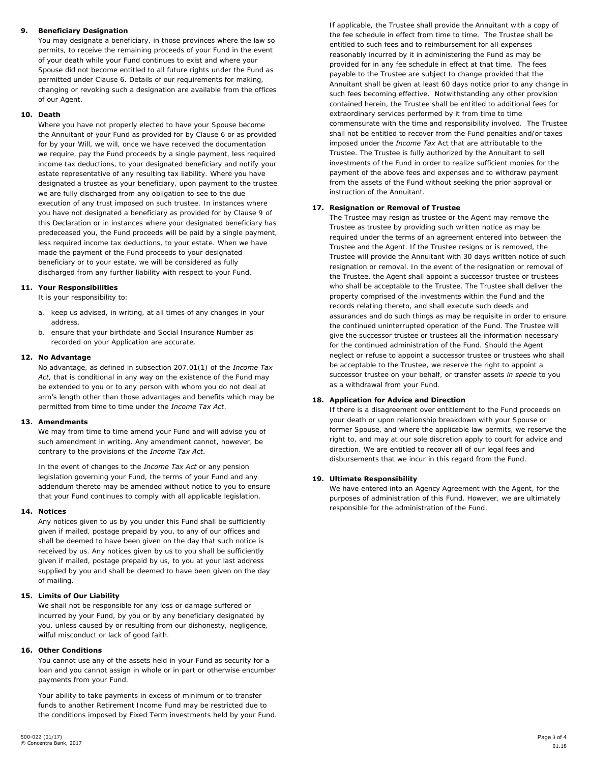**9. Beneficiary Designation**

You may designate a beneficiary, in those provinces where the law so permits, to receive the remaining proceeds of your Fund in the event of your death while your Fund continues to exist and where your Spouse did not become entitled to all future rights under the Fund as permitted under Clause 6. Details of our requirements for making, changing or revoking such a designation are available from the offices of our Agent.

**10. Death**

Where you have not properly elected to have your Spouse become the Annuitant of your Fund as provided for by Clause 6 or as provided for by your Will, we will, once we have received the documentation we require, pay the Fund proceeds by a single payment, less required income tax deductions, to your designated beneficiary and notify your estate representative of any resulting tax liability. Where you have designated a trustee as your beneficiary, upon payment to the trustee we are fully discharged from any obligation to see to the due execution of any trust imposed on such trustee. In instances where you have not designated a beneficiary as provided for by Clause 9 of this Declaration or in instances where your designated beneficiary has predeceased you, the Fund proceeds will be paid by a single payment, less required income tax deductions, to your estate. When we have made the payment of the Fund proceeds to your designated beneficiary or to your estate, we will be considered as fully discharged from any further liability with respect to your Fund.

**11. Your Responsibilities**

It is your responsibility to:

a. keep us advised, in writing, at all times of any changes in your address.
b. ensure that your birthdate and Social Insurance Number as recorded on your Application are accurate.

**12. No Advantage**

No advantage, as defined in subsection 207.01(1) of the *Income Tax Act,* that is conditional in any way on the existence of the Fund may be extended to you or to any person with whom you do not deal at arm's length other than those advantages and benefits which may be permitted from time to time under the *Income Tax Act*.

**13. Amendments**

We may from time to time amend your Fund and will advise you of such amendment in writing. Any amendment cannot, however, be contrary to the provisions of the *Income Tax Act.*

In the event of changes to the *Income Tax Act* or any pension legislation governing your Fund, the terms of your Fund and any addendum thereto may be amended without notice to you to ensure that your Fund continues to comply with all applicable legislation.

**14. Notices**

Any notices given to us by you under this Fund shall be sufficiently given if mailed, postage prepaid by you, to any of our offices and shall be deemed to have been given on the day that such notice is received by us. Any notices given by us to you shall be sufficiently given if mailed, postage prepaid by us, to you at your last address supplied by you and shall be deemed to have been given on the day of mailing.

**15. Limits of Our Liability**

We shall not be responsible for any loss or damage suffered or incurred by your Fund, by you or by any beneficiary designated by you, unless caused by or resulting from our dishonesty, negligence, wilful misconduct or lack of good faith.

**16. Other Conditions**

You cannot use any of the assets held in your Fund as security for a loan and you cannot assign in whole or in part or otherwise encumber payments from your Fund.

Your ability to take payments in excess of minimum or to transfer funds to another Retirement Income Fund may be restricted due to the conditions imposed by Fixed Term investments held by your Fund.

If applicable, the Trustee shall provide the Annuitant with a copy of the fee schedule in effect from time to time. The Trustee shall be entitled to such fees and to reimbursement for all expenses reasonably incurred by it in administering the Fund as may be provided for in any fee schedule in effect at that time. The fees payable to the Trustee are subject to change provided that the Annuitant shall be given at least 60 days notice prior to any change in such fees becoming effective. Notwithstanding any other provision contained herein, the Trustee shall be entitled to additional fees for extraordinary services performed by it from time to time commensurate with the time and responsibility involved. The Trustee shall not be entitled to recover from the Fund penalties and/or taxes imposed under the *Income Tax* Act that are attributable to the Trustee. The Trustee is fully authorized by the Annuitant to sell investments of the Fund in order to realize sufficient monies for the payment of the above fees and expenses and to withdraw payment from the assets of the Fund without seeking the prior approval or instruction of the Annuitant.

**17. Resignation or Removal of Trustee**

The Trustee may resign as trustee or the Agent may remove the Trustee as trustee by providing such written notice as may be required under the terms of an agreement entered into between the Trustee and the Agent. If the Trustee resigns or is removed, the Trustee will provide the Annuitant with 30 days written notice of such resignation or removal. In the event of the resignation or removal of the Trustee, the Agent shall appoint a successor trustee or trustees who shall be acceptable to the Trustee. The Trustee shall deliver the property comprised of the investments within the Fund and the records relating thereto, and shall execute such deeds and assurances and do such things as may be requisite in order to ensure the continued uninterrupted operation of the Fund. The Trustee will give the successor trustee or trustees all the information necessary for the continued administration of the Fund. Should the Agent neglect or refuse to appoint a successor trustee or trustees who shall be acceptable to the Trustee, we reserve the right to appoint a successor trustee on your behalf, or transfer assets *in specie* to you as a withdrawal from your Fund.

**18. Application for Advice and Direction**

If there is a disagreement over entitlement to the Fund proceeds on your death or upon relationship breakdown with your Spouse or former Spouse, and where the applicable law permits, we reserve the right to, and may at our sole discretion apply to court for advice and direction. We are entitled to recover all of our legal fees and disbursements that we incur in this regard from the Fund.

**19. Ultimate Responsibility**

We have entered into an Agency Agreement with the Agent, for the purposes of administration of this Fund. However, we are ultimately responsible for the administration of the Fund.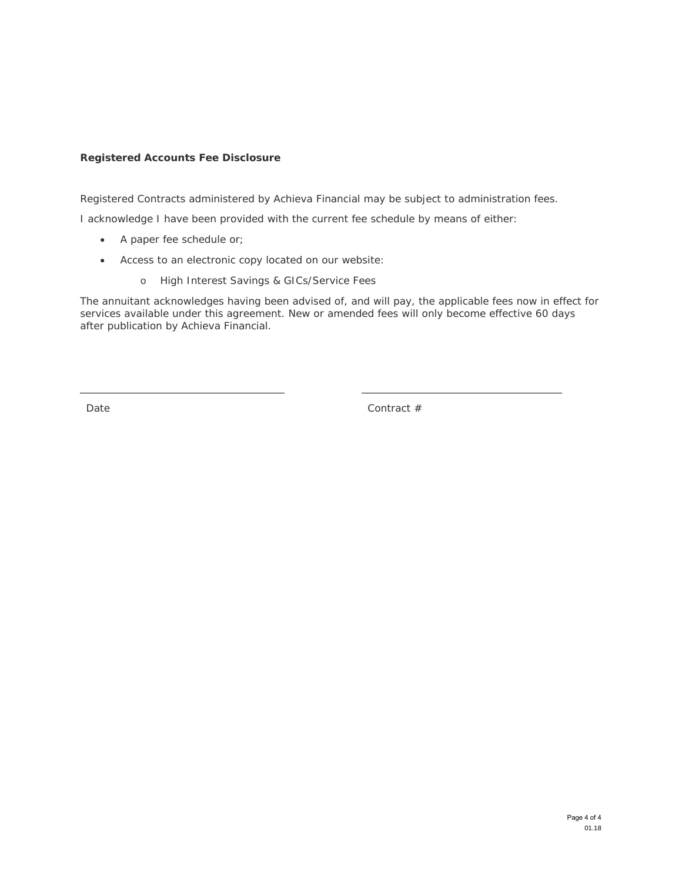**Registered Accounts Fee Disclosure**

Registered Contracts administered by Achieva Financial may be subject to administration fees.

I acknowledge I have been provided with the current fee schedule by means of either:

- A paper fee schedule or;
- Access to an electronic copy located on our website:
  - High Interest Savings & GICs/Service Fees

The annuitant acknowledges having been advised of, and will pay, the applicable fees now in effect for services available under this agreement. New or amended fees will only become effective 60 days after publication by Achieva Financial.

\_\_\_\_\_\_\_\_\_\_\_\_\_\_\_\_\_\_\_\_\_\_\_\_\_\_\_\_\_\_ \_\_\_\_\_\_\_\_\_\_\_\_\_\_\_\_\_\_\_\_\_\_\_\_\_\_\_\_\_\_

Date Contract #

01.18